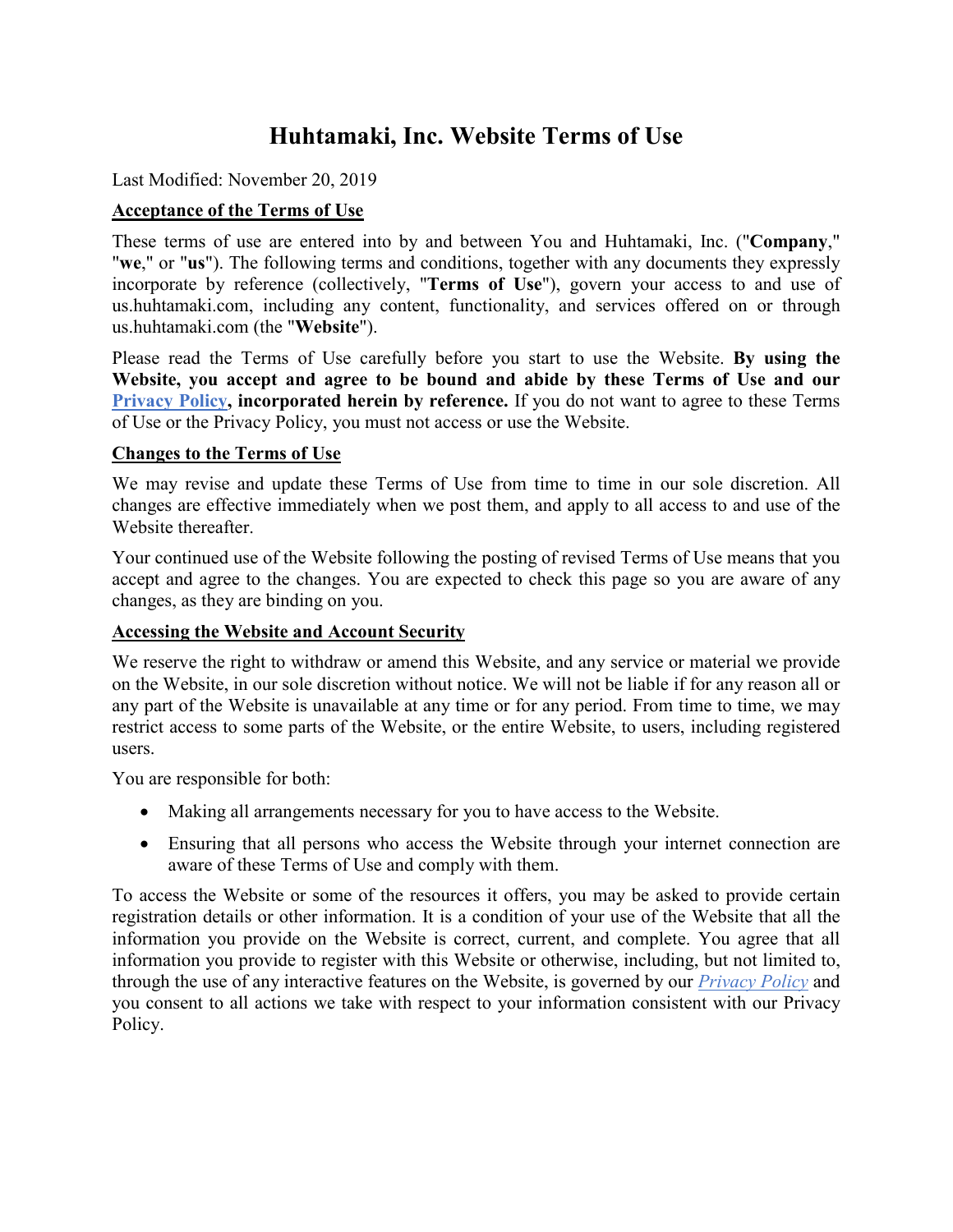# Huhtamaki, Inc. Website Terms of Use

Last Modified: November 20, 2019

## Acceptance of the Terms of Use

These terms of use are entered into by and between You and Huhtamaki, Inc. ("**Company**," "**we**," or "**us**"). The following terms and conditions, together with any documents they expressly incorporate by reference (collectively, "**Terms of Use**"), govern your access to and use of us.huhtamaki.com, including any content, functionality, and services offered on or through us.huhtamaki.com (the "**Website**").

Please read the Terms of Use carefully before you start to use the Website. **By using the Website, you accept and agree to be bound and abide by these Terms of Use and our Privacy Policy, incorporated herein by reference.** If you do not want to agree to these Terms of Use or the Privacy Policy, you must not access or use the Website.

## Changes to the Terms of Use

We may revise and update these Terms of Use from time to time in our sole discretion. All changes are effective immediately when we post them, and apply to all access to and use of the Website thereafter.

Your continued use of the Website following the posting of revised Terms of Use means that you accept and agree to the changes. You are expected to check this page so you are aware of any changes, as they are binding on you.

## Accessing the Website and Account Security

We reserve the right to withdraw or amend this Website, and any service or material we provide on the Website, in our sole discretion without notice. We will not be liable if for any reason all or any part of the Website is unavailable at any time or for any period. From time to time, we may restrict access to some parts of the Website, or the entire Website, to users, including registered users.

You are responsible for both:

- Making all arrangements necessary for you to have access to the Website.
- Ensuring that all persons who access the Website through your internet connection are aware of these Terms of Use and comply with them.

To access the Website or some of the resources it offers, you may be asked to provide certain registration details or other information. It is a condition of your use of the Website that all the information you provide on the Website is correct, current, and complete. You agree that all information you provide to register with this Website or otherwise, including, but not limited to, through the use of any interactive features on the Website, is governed by our *Privacy Policy* and you consent to all actions we take with respect to your information consistent with our Privacy Policy.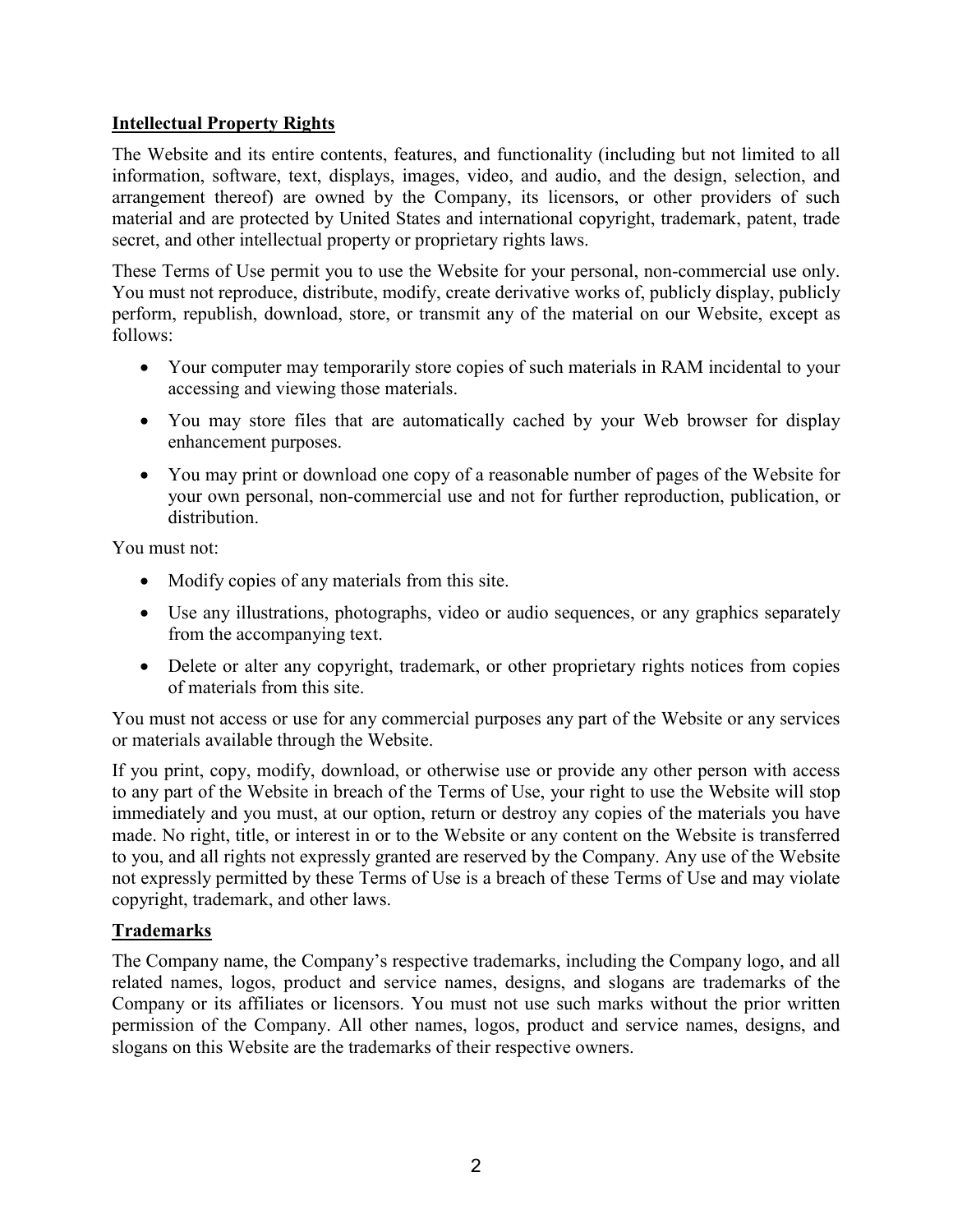## Intellectual Property Rights

The Website and its entire contents, features, and functionality (including but not limited to all information, software, text, displays, images, video, and audio, and the design, selection, and arrangement thereof) are owned by the Company, its licensors, or other providers of such material and are protected by United States and international copyright, trademark, patent, trade secret, and other intellectual property or proprietary rights laws.

These Terms of Use permit you to use the Website for your personal, non-commercial use only. You must not reproduce, distribute, modify, create derivative works of, publicly display, publicly perform, republish, download, store, or transmit any of the material on our Website, except as follows:

- Your computer may temporarily store copies of such materials in RAM incidental to your accessing and viewing those materials.
- You may store files that are automatically cached by your Web browser for display enhancement purposes.
- You may print or download one copy of a reasonable number of pages of the Website for your own personal, non-commercial use and not for further reproduction, publication, or distribution.

You must not:

- Modify copies of any materials from this site.
- Use any illustrations, photographs, video or audio sequences, or any graphics separately from the accompanying text.
- Delete or alter any copyright, trademark, or other proprietary rights notices from copies of materials from this site.

You must not access or use for any commercial purposes any part of the Website or any services or materials available through the Website.

If you print, copy, modify, download, or otherwise use or provide any other person with access to any part of the Website in breach of the Terms of Use, your right to use the Website will stop immediately and you must, at our option, return or destroy any copies of the materials you have made. No right, title, or interest in or to the Website or any content on the Website is transferred to you, and all rights not expressly granted are reserved by the Company. Any use of the Website not expressly permitted by these Terms of Use is a breach of these Terms of Use and may violate copyright, trademark, and other laws.

## Trademarks

The Company name, the Company's respective trademarks, including the Company logo, and all related names, logos, product and service names, designs, and slogans are trademarks of the Company or its affiliates or licensors. You must not use such marks without the prior written permission of the Company. All other names, logos, product and service names, designs, and slogans on this Website are the trademarks of their respective owners.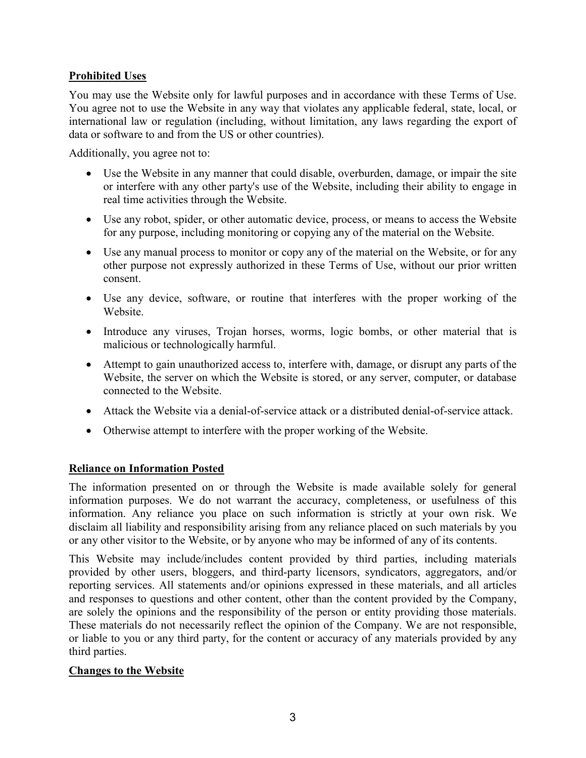**Prohibited Uses**

You may use the Website only for lawful purposes and in accordance with these Terms of Use. You agree not to use the Website in any way that violates any applicable federal, state, local, or international law or regulation (including, without limitation, any laws regarding the export of data or software to and from the US or other countries).

Additionally, you agree not to:

- Use the Website in any manner that could disable, overburden, damage, or impair the site or interfere with any other party's use of the Website, including their ability to engage in real time activities through the Website.
- Use any robot, spider, or other automatic device, process, or means to access the Website for any purpose, including monitoring or copying any of the material on the Website.
- Use any manual process to monitor or copy any of the material on the Website, or for any other purpose not expressly authorized in these Terms of Use, without our prior written consent.
- Use any device, software, or routine that interferes with the proper working of the Website.
- Introduce any viruses, Trojan horses, worms, logic bombs, or other material that is malicious or technologically harmful.
- Attempt to gain unauthorized access to, interfere with, damage, or disrupt any parts of the Website, the server on which the Website is stored, or any server, computer, or database connected to the Website.
- Attack the Website via a denial-of-service attack or a distributed denial-of-service attack.
- Otherwise attempt to interfere with the proper working of the Website.

**Reliance on Information Posted**

The information presented on or through the Website is made available solely for general information purposes. We do not warrant the accuracy, completeness, or usefulness of this information. Any reliance you place on such information is strictly at your own risk. We disclaim all liability and responsibility arising from any reliance placed on such materials by you or any other visitor to the Website, or by anyone who may be informed of any of its contents.

This Website may include/includes content provided by third parties, including materials provided by other users, bloggers, and third-party licensors, syndicators, aggregators, and/or reporting services. All statements and/or opinions expressed in these materials, and all articles and responses to questions and other content, other than the content provided by the Company, are solely the opinions and the responsibility of the person or entity providing those materials. These materials do not necessarily reflect the opinion of the Company. We are not responsible, or liable to you or any third party, for the content or accuracy of any materials provided by any third parties.

**Changes to the Website**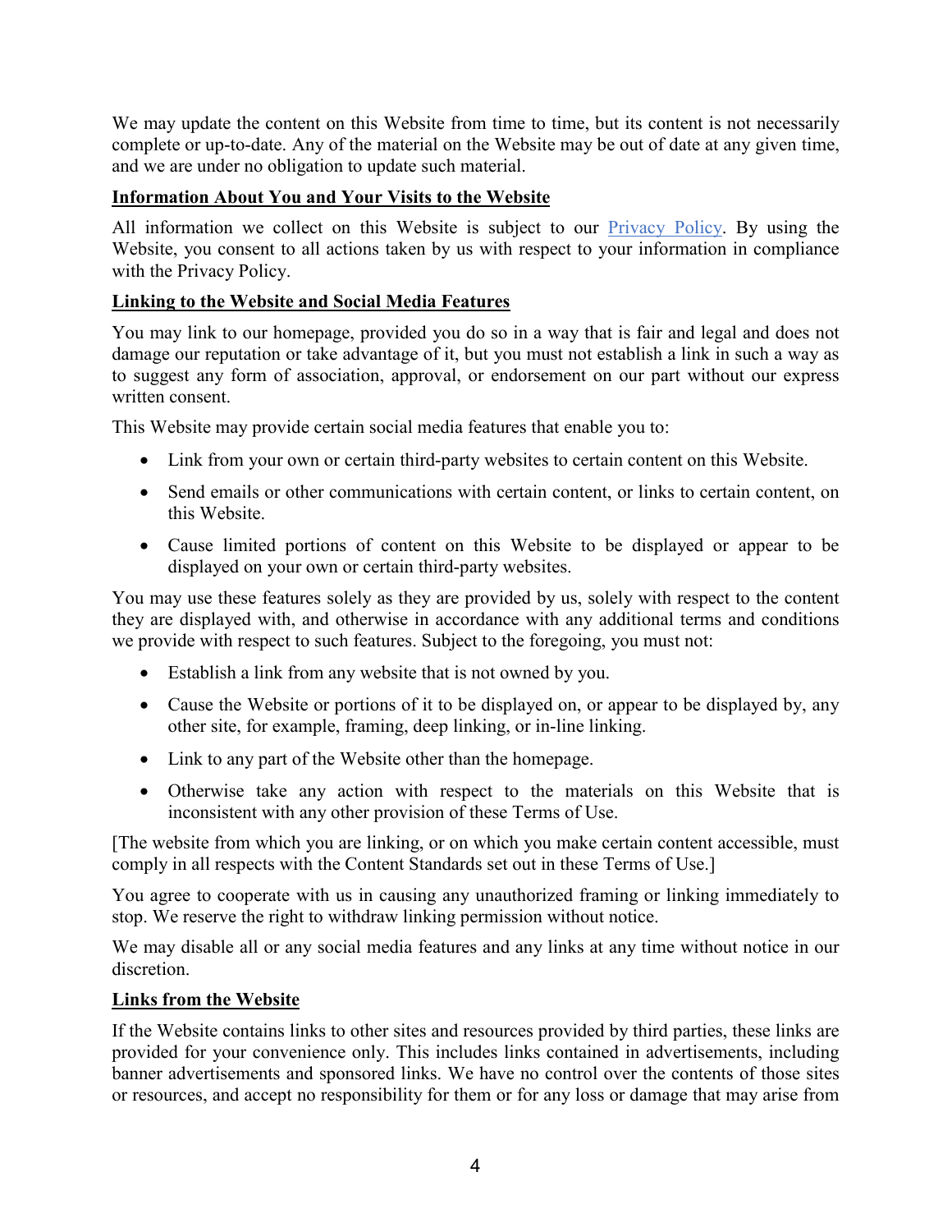We may update the content on this Website from time to time, but its content is not necessarily complete or up-to-date. Any of the material on the Website may be out of date at any given time, and we are under no obligation to update such material.

**Information About You and Your Visits to the Website**

All information we collect on this Website is subject to our [Privacy Policy](). By using the Website, you consent to all actions taken by us with respect to your information in compliance with the Privacy Policy.

**Linking to the Website and Social Media Features**

You may link to our homepage, provided you do so in a way that is fair and legal and does not damage our reputation or take advantage of it, but you must not establish a link in such a way as to suggest any form of association, approval, or endorsement on our part without our express written consent.

This Website may provide certain social media features that enable you to:

- Link from your own or certain third-party websites to certain content on this Website.
- Send emails or other communications with certain content, or links to certain content, on this Website.
- Cause limited portions of content on this Website to be displayed or appear to be displayed on your own or certain third-party websites.

You may use these features solely as they are provided by us, solely with respect to the content they are displayed with, and otherwise in accordance with any additional terms and conditions we provide with respect to such features. Subject to the foregoing, you must not:

- Establish a link from any website that is not owned by you.
- Cause the Website or portions of it to be displayed on, or appear to be displayed by, any other site, for example, framing, deep linking, or in-line linking.
- Link to any part of the Website other than the homepage.
- Otherwise take any action with respect to the materials on this Website that is inconsistent with any other provision of these Terms of Use.

[The website from which you are linking, or on which you make certain content accessible, must comply in all respects with the Content Standards set out in these Terms of Use.]

You agree to cooperate with us in causing any unauthorized framing or linking immediately to stop. We reserve the right to withdraw linking permission without notice.

We may disable all or any social media features and any links at any time without notice in our discretion.

**Links from the Website**

If the Website contains links to other sites and resources provided by third parties, these links are provided for your convenience only. This includes links contained in advertisements, including banner advertisements and sponsored links. We have no control over the contents of those sites or resources, and accept no responsibility for them or for any loss or damage that may arise from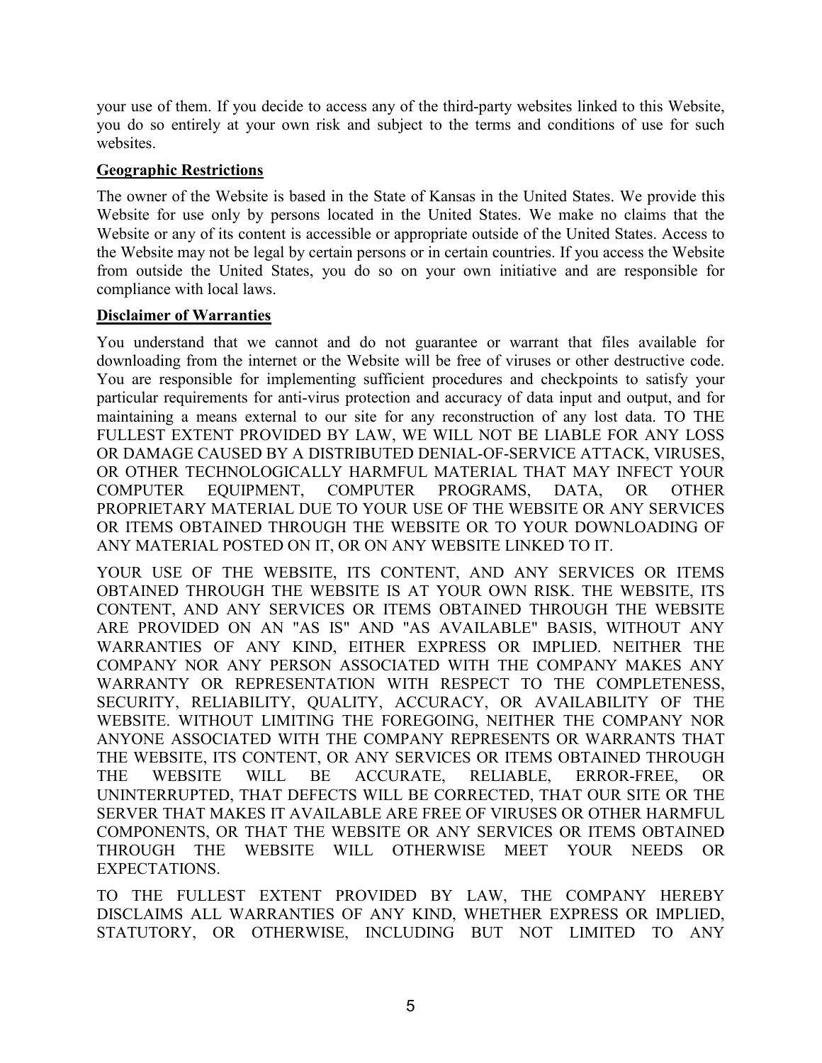your use of them. If you decide to access any of the third-party websites linked to this Website, you do so entirely at your own risk and subject to the terms and conditions of use for such websites.

**Geographic Restrictions**

The owner of the Website is based in the State of Kansas in the United States. We provide this Website for use only by persons located in the United States. We make no claims that the Website or any of its content is accessible or appropriate outside of the United States. Access to the Website may not be legal by certain persons or in certain countries. If you access the Website from outside the United States, you do so on your own initiative and are responsible for compliance with local laws.

**Disclaimer of Warranties**

You understand that we cannot and do not guarantee or warrant that files available for downloading from the internet or the Website will be free of viruses or other destructive code. You are responsible for implementing sufficient procedures and checkpoints to satisfy your particular requirements for anti-virus protection and accuracy of data input and output, and for maintaining a means external to our site for any reconstruction of any lost data. TO THE FULLEST EXTENT PROVIDED BY LAW, WE WILL NOT BE LIABLE FOR ANY LOSS OR DAMAGE CAUSED BY A DISTRIBUTED DENIAL-OF-SERVICE ATTACK, VIRUSES, OR OTHER TECHNOLOGICALLY HARMFUL MATERIAL THAT MAY INFECT YOUR COMPUTER EQUIPMENT, COMPUTER PROGRAMS, DATA, OR OTHER PROPRIETARY MATERIAL DUE TO YOUR USE OF THE WEBSITE OR ANY SERVICES OR ITEMS OBTAINED THROUGH THE WEBSITE OR TO YOUR DOWNLOADING OF ANY MATERIAL POSTED ON IT, OR ON ANY WEBSITE LINKED TO IT.

YOUR USE OF THE WEBSITE, ITS CONTENT, AND ANY SERVICES OR ITEMS OBTAINED THROUGH THE WEBSITE IS AT YOUR OWN RISK. THE WEBSITE, ITS CONTENT, AND ANY SERVICES OR ITEMS OBTAINED THROUGH THE WEBSITE ARE PROVIDED ON AN "AS IS" AND "AS AVAILABLE" BASIS, WITHOUT ANY WARRANTIES OF ANY KIND, EITHER EXPRESS OR IMPLIED. NEITHER THE COMPANY NOR ANY PERSON ASSOCIATED WITH THE COMPANY MAKES ANY WARRANTY OR REPRESENTATION WITH RESPECT TO THE COMPLETENESS, SECURITY, RELIABILITY, QUALITY, ACCURACY, OR AVAILABILITY OF THE WEBSITE. WITHOUT LIMITING THE FOREGOING, NEITHER THE COMPANY NOR ANYONE ASSOCIATED WITH THE COMPANY REPRESENTS OR WARRANTS THAT THE WEBSITE, ITS CONTENT, OR ANY SERVICES OR ITEMS OBTAINED THROUGH THE WEBSITE WILL BE ACCURATE, RELIABLE, ERROR-FREE, OR UNINTERRUPTED, THAT DEFECTS WILL BE CORRECTED, THAT OUR SITE OR THE SERVER THAT MAKES IT AVAILABLE ARE FREE OF VIRUSES OR OTHER HARMFUL COMPONENTS, OR THAT THE WEBSITE OR ANY SERVICES OR ITEMS OBTAINED THROUGH THE WEBSITE WILL OTHERWISE MEET YOUR NEEDS OR EXPECTATIONS.

TO THE FULLEST EXTENT PROVIDED BY LAW, THE COMPANY HEREBY DISCLAIMS ALL WARRANTIES OF ANY KIND, WHETHER EXPRESS OR IMPLIED, STATUTORY, OR OTHERWISE, INCLUDING BUT NOT LIMITED TO ANY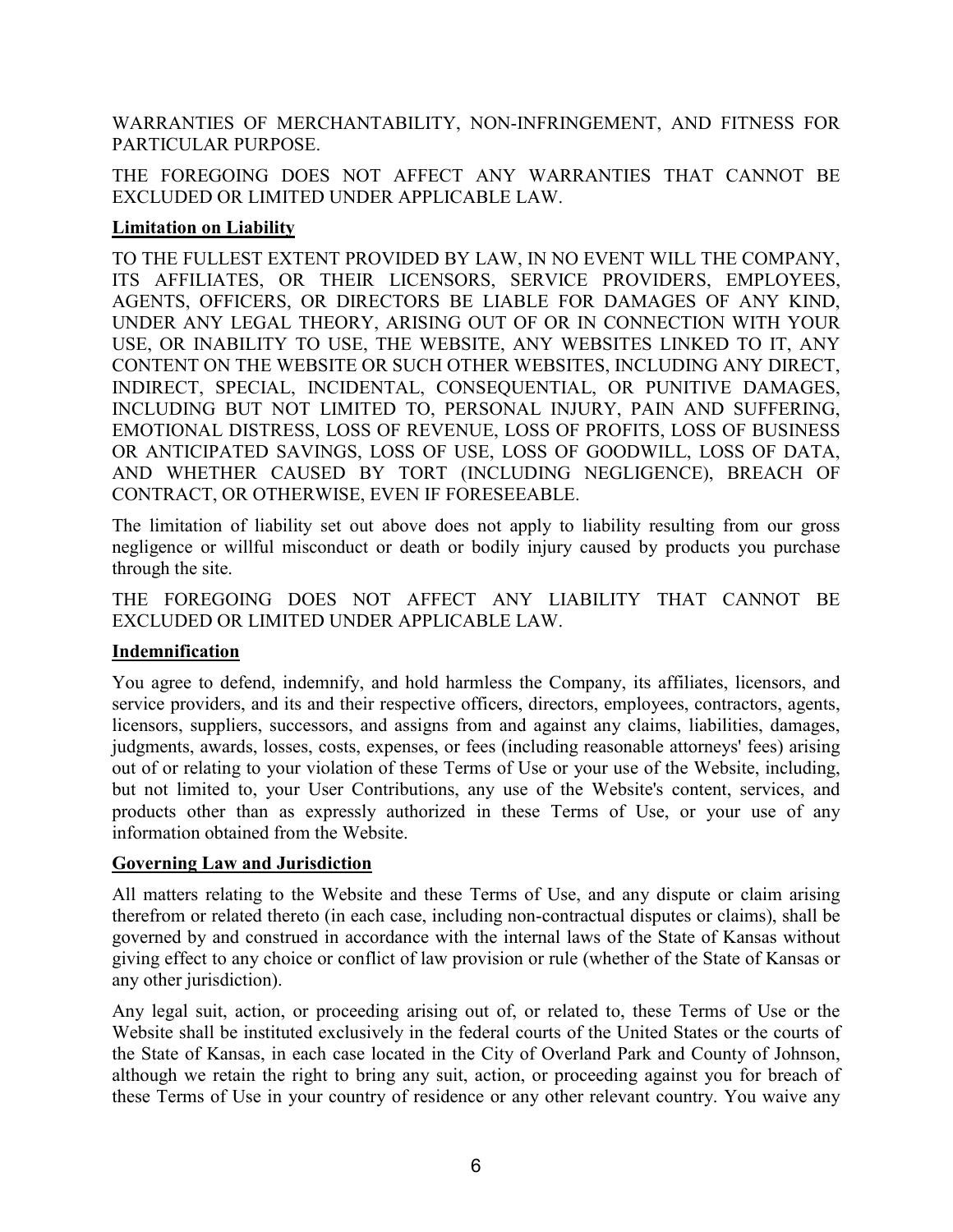WARRANTIES OF MERCHANTABILITY, NON-INFRINGEMENT, AND FITNESS FOR PARTICULAR PURPOSE.

THE FOREGOING DOES NOT AFFECT ANY WARRANTIES THAT CANNOT BE EXCLUDED OR LIMITED UNDER APPLICABLE LAW.

**Limitation on Liability**

TO THE FULLEST EXTENT PROVIDED BY LAW, IN NO EVENT WILL THE COMPANY, ITS AFFILIATES, OR THEIR LICENSORS, SERVICE PROVIDERS, EMPLOYEES, AGENTS, OFFICERS, OR DIRECTORS BE LIABLE FOR DAMAGES OF ANY KIND, UNDER ANY LEGAL THEORY, ARISING OUT OF OR IN CONNECTION WITH YOUR USE, OR INABILITY TO USE, THE WEBSITE, ANY WEBSITES LINKED TO IT, ANY CONTENT ON THE WEBSITE OR SUCH OTHER WEBSITES, INCLUDING ANY DIRECT, INDIRECT, SPECIAL, INCIDENTAL, CONSEQUENTIAL, OR PUNITIVE DAMAGES, INCLUDING BUT NOT LIMITED TO, PERSONAL INJURY, PAIN AND SUFFERING, EMOTIONAL DISTRESS, LOSS OF REVENUE, LOSS OF PROFITS, LOSS OF BUSINESS OR ANTICIPATED SAVINGS, LOSS OF USE, LOSS OF GOODWILL, LOSS OF DATA, AND WHETHER CAUSED BY TORT (INCLUDING NEGLIGENCE), BREACH OF CONTRACT, OR OTHERWISE, EVEN IF FORESEEABLE.

The limitation of liability set out above does not apply to liability resulting from our gross negligence or willful misconduct or death or bodily injury caused by products you purchase through the site.

THE FOREGOING DOES NOT AFFECT ANY LIABILITY THAT CANNOT BE EXCLUDED OR LIMITED UNDER APPLICABLE LAW.

**Indemnification**

You agree to defend, indemnify, and hold harmless the Company, its affiliates, licensors, and service providers, and its and their respective officers, directors, employees, contractors, agents, licensors, suppliers, successors, and assigns from and against any claims, liabilities, damages, judgments, awards, losses, costs, expenses, or fees (including reasonable attorneys' fees) arising out of or relating to your violation of these Terms of Use or your use of the Website, including, but not limited to, your User Contributions, any use of the Website's content, services, and products other than as expressly authorized in these Terms of Use, or your use of any information obtained from the Website.

**Governing Law and Jurisdiction**

All matters relating to the Website and these Terms of Use, and any dispute or claim arising therefrom or related thereto (in each case, including non-contractual disputes or claims), shall be governed by and construed in accordance with the internal laws of the State of Kansas without giving effect to any choice or conflict of law provision or rule (whether of the State of Kansas or any other jurisdiction).

Any legal suit, action, or proceeding arising out of, or related to, these Terms of Use or the Website shall be instituted exclusively in the federal courts of the United States or the courts of the State of Kansas, in each case located in the City of Overland Park and County of Johnson, although we retain the right to bring any suit, action, or proceeding against you for breach of these Terms of Use in your country of residence or any other relevant country. You waive any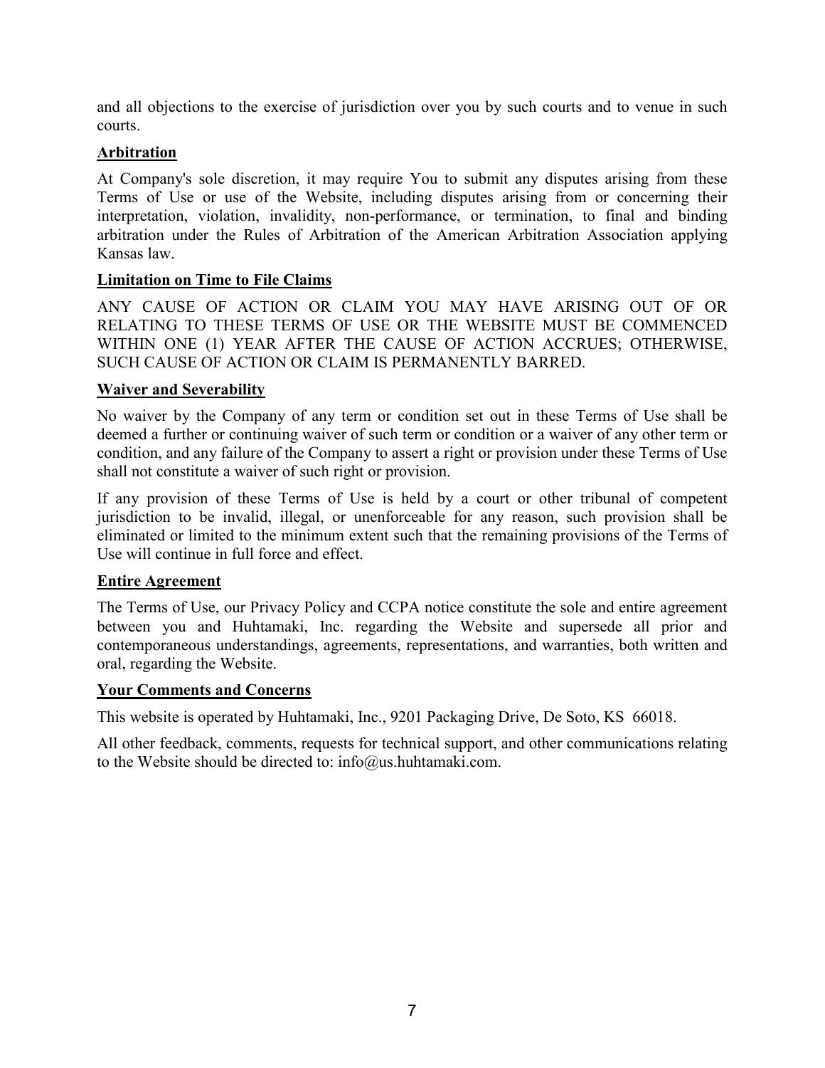and all objections to the exercise of jurisdiction over you by such courts and to venue in such courts.

**Arbitration**

At Company's sole discretion, it may require You to submit any disputes arising from these Terms of Use or use of the Website, including disputes arising from or concerning their interpretation, violation, invalidity, non-performance, or termination, to final and binding arbitration under the Rules of Arbitration of the American Arbitration Association applying Kansas law.

**Limitation on Time to File Claims**

ANY CAUSE OF ACTION OR CLAIM YOU MAY HAVE ARISING OUT OF OR RELATING TO THESE TERMS OF USE OR THE WEBSITE MUST BE COMMENCED WITHIN ONE (1) YEAR AFTER THE CAUSE OF ACTION ACCRUES; OTHERWISE, SUCH CAUSE OF ACTION OR CLAIM IS PERMANENTLY BARRED.

**Waiver and Severability**

No waiver by the Company of any term or condition set out in these Terms of Use shall be deemed a further or continuing waiver of such term or condition or a waiver of any other term or condition, and any failure of the Company to assert a right or provision under these Terms of Use shall not constitute a waiver of such right or provision.

If any provision of these Terms of Use is held by a court or other tribunal of competent jurisdiction to be invalid, illegal, or unenforceable for any reason, such provision shall be eliminated or limited to the minimum extent such that the remaining provisions of the Terms of Use will continue in full force and effect.

**Entire Agreement**

The Terms of Use, our Privacy Policy and CCPA notice constitute the sole and entire agreement between you and Huhtamaki, Inc. regarding the Website and supersede all prior and contemporaneous understandings, agreements, representations, and warranties, both written and oral, regarding the Website.

**Your Comments and Concerns**

This website is operated by Huhtamaki, Inc., 9201 Packaging Drive, De Soto, KS 66018.

All other feedback, comments, requests for technical support, and other communications relating to the Website should be directed to: info@us.huhtamaki.com.